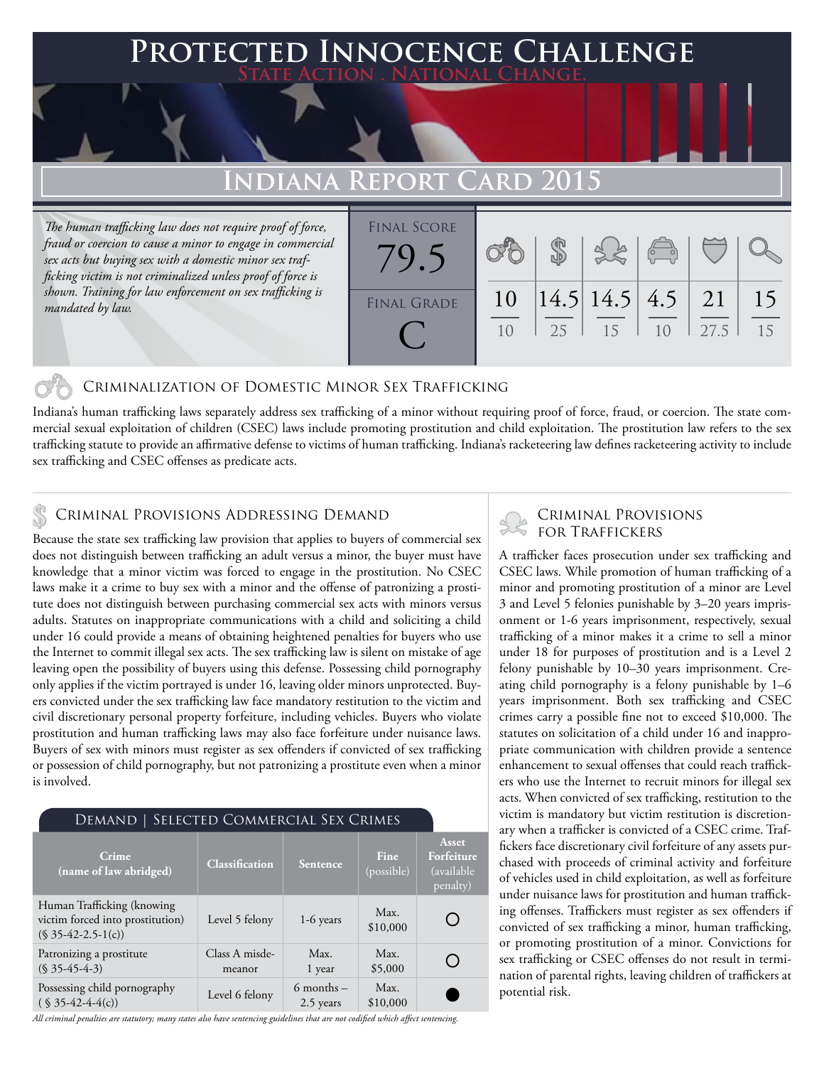# Protected Innocence Challenge

**State Action . National Change.**

## Indiana Report Card 2015

*The human trafficking law does not require proof of force, fraud or coercion to cause a minor to engage in commercial sex acts but buying sex with a domestic minor sex trafficking victim is not criminalized unless proof of force is shown. Training for law enforcement on sex trafficking is mandated by law.*

| Final Score | Final Grade | Criminalization of DMST | Demand | Traffickers | Facilitators | Protective Provisions | Criminal Justice Tools |
|---|---|---|---|---|---|---|---|
| 79.5 | C | 10/10 | 14.5/25 | 14.5/15 | 4.5/10 | 21/27.5 | 15/15 |

### Criminalization of Domestic Minor Sex Trafficking

Indiana's human trafficking laws separately address sex trafficking of a minor without requiring proof of force, fraud, or coercion. The state commercial sexual exploitation of children (CSEC) laws include promoting prostitution and child exploitation. The prostitution law refers to the sex trafficking statute to provide an affirmative defense to victims of human trafficking. Indiana's racketeering law defines racketeering activity to include sex trafficking and CSEC offenses as predicate acts.

### Criminal Provisions Addressing Demand

Because the state sex trafficking law provision that applies to buyers of commercial sex does not distinguish between trafficking an adult versus a minor, the buyer must have knowledge that a minor victim was forced to engage in the prostitution. No CSEC laws make it a crime to buy sex with a minor and the offense of patronizing a prostitute does not distinguish between purchasing commercial sex acts with minors versus adults. Statutes on inappropriate communications with a child and soliciting a child under 16 could provide a means of obtaining heightened penalties for buyers who use the Internet to commit illegal sex acts. The sex trafficking law is silent on mistake of age leaving open the possibility of buyers using this defense. Possessing child pornography only applies if the victim portrayed is under 16, leaving older minors unprotected. Buyers convicted under the sex trafficking law face mandatory restitution to the victim and civil discretionary personal property forfeiture, including vehicles. Buyers who violate prostitution and human trafficking laws may also face forfeiture under nuisance laws. Buyers of sex with minors must register as sex offenders if convicted of sex trafficking or possession of child pornography, but not patronizing a prostitute even when a minor is involved.

#### Demand | Selected Commercial Sex Crimes

| Crime (name of law abridged) | Classification | Sentence | Fine (possible) | Asset Forfeiture (available penalty) |
|---|---|---|---|---|
| Human Trafficking (knowing victim forced into prostitution) (§ 35-42-2.5-1(c)) | Level 5 felony | 1-6 years | Max. $10,000 | ○ |
| Patronizing a prostitute (§ 35-45-4-3) | Class A misdemeanor | Max. 1 year | Max. $5,000 | ○ |
| Possessing child pornography (§ 35-42-4-4(c)) | Level 6 felony | 6 months – 2.5 years | Max. $10,000 | ● |

*All criminal penalties are statutory; many states also have sentencing guidelines that are not codified which affect sentencing.*

### Criminal Provisions for Traffickers

A trafficker faces prosecution under sex trafficking and CSEC laws. While promotion of human trafficking of a minor and promoting prostitution of a minor are Level 3 and Level 5 felonies punishable by 3–20 years imprisonment or 1-6 years imprisonment, respectively, sexual trafficking of a minor makes it a crime to sell a minor under 18 for purposes of prostitution and is a Level 2 felony punishable by 10–30 years imprisonment. Creating child pornography is a felony punishable by 1–6 years imprisonment. Both sex trafficking and CSEC crimes carry a possible fine not to exceed $10,000. The statutes on solicitation of a child under 16 and inappropriate communication with children provide a sentence enhancement to sexual offenses that could reach traffickers who use the Internet to recruit minors for illegal sex acts. When convicted of sex trafficking, restitution to the victim is mandatory but victim restitution is discretionary when a trafficker is convicted of a CSEC crime. Traffickers face discretionary civil forfeiture of any assets purchased with proceeds of criminal activity and forfeiture of vehicles used in child exploitation, as well as forfeiture under nuisance laws for prostitution and human trafficking offenses. Traffickers must register as sex offenders if convicted of sex trafficking a minor, human trafficking, or promoting prostitution of a minor. Convictions for sex trafficking or CSEC offenses do not result in termination of parental rights, leaving children of traffickers at potential risk.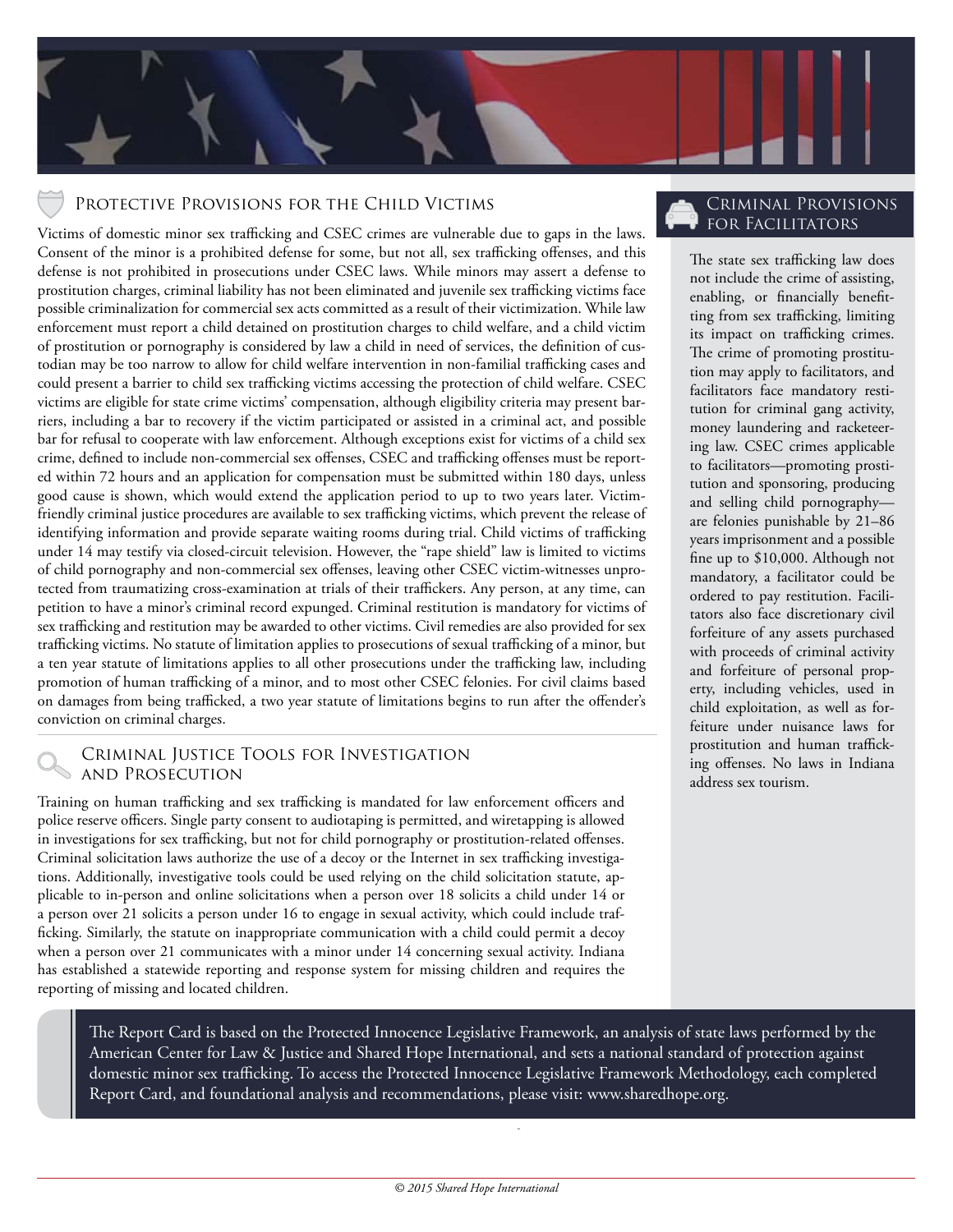## Protective Provisions for the Child Victims

Victims of domestic minor sex trafficking and CSEC crimes are vulnerable due to gaps in the laws. Consent of the minor is a prohibited defense for some, but not all, sex trafficking offenses, and this defense is not prohibited in prosecutions under CSEC laws. While minors may assert a defense to prostitution charges, criminal liability has not been eliminated and juvenile sex trafficking victims face possible criminalization for commercial sex acts committed as a result of their victimization. While law enforcement must report a child detained on prostitution charges to child welfare, and a child victim of prostitution or pornography is considered by law a child in need of services, the definition of custodian may be too narrow to allow for child welfare intervention in non-familial trafficking cases and could present a barrier to child sex trafficking victims accessing the protection of child welfare. CSEC victims are eligible for state crime victims' compensation, although eligibility criteria may present barriers, including a bar to recovery if the victim participated or assisted in a criminal act, and possible bar for refusal to cooperate with law enforcement. Although exceptions exist for victims of a child sex crime, defined to include non-commercial sex offenses, CSEC and trafficking offenses must be reported within 72 hours and an application for compensation must be submitted within 180 days, unless good cause is shown, which would extend the application period to up to two years later. Victim-friendly criminal justice procedures are available to sex trafficking victims, which prevent the release of identifying information and provide separate waiting rooms during trial. Child victims of trafficking under 14 may testify via closed-circuit television. However, the "rape shield" law is limited to victims of child pornography and non-commercial sex offenses, leaving other CSEC victim-witnesses unprotected from traumatizing cross-examination at trials of their traffickers. Any person, at any time, can petition to have a minor's criminal record expunged. Criminal restitution is mandatory for victims of sex trafficking and restitution may be awarded to other victims. Civil remedies are also provided for sex trafficking victims. No statute of limitation applies to prosecutions of sexual trafficking of a minor, but a ten year statute of limitations applies to all other prosecutions under the trafficking law, including promotion of human trafficking of a minor, and to most other CSEC felonies. For civil claims based on damages from being trafficked, a two year statute of limitations begins to run after the offender's conviction on criminal charges.

## Criminal Justice Tools for Investigation and Prosecution

Training on human trafficking and sex trafficking is mandated for law enforcement officers and police reserve officers. Single party consent to audiotaping is permitted, and wiretapping is allowed in investigations for sex trafficking, but not for child pornography or prostitution-related offenses. Criminal solicitation laws authorize the use of a decoy or the Internet in sex trafficking investigations. Additionally, investigative tools could be used relying on the child solicitation statute, applicable to in-person and online solicitations when a person over 18 solicits a child under 14 or a person over 21 solicits a person under 16 to engage in sexual activity, which could include trafficking. Similarly, the statute on inappropriate communication with a child could permit a decoy when a person over 21 communicates with a minor under 14 concerning sexual activity. Indiana has established a statewide reporting and response system for missing children and requires the reporting of missing and located children.

## Criminal Provisions for Facilitators

The state sex trafficking law does not include the crime of assisting, enabling, or financially benefitting from sex trafficking, limiting its impact on trafficking crimes. The crime of promoting prostitution may apply to facilitators, and facilitators face mandatory restitution for criminal gang activity, money laundering and racketeering law. CSEC crimes applicable to facilitators—promoting prostitution and sponsoring, producing and selling child pornography—are felonies punishable by 21–86 years imprisonment and a possible fine up to $10,000. Although not mandatory, a facilitator could be ordered to pay restitution. Facilitators also face discretionary civil forfeiture of any assets purchased with proceeds of criminal activity and forfeiture of personal property, including vehicles, used in child exploitation, as well as forfeiture under nuisance laws for prostitution and human trafficking offenses. No laws in Indiana address sex tourism.

The Report Card is based on the Protected Innocence Legislative Framework, an analysis of state laws performed by the American Center for Law & Justice and Shared Hope International, and sets a national standard of protection against domestic minor sex trafficking. To access the Protected Innocence Legislative Framework Methodology, each completed Report Card, and foundational analysis and recommendations, please visit: www.sharedhope.org.

*© 2015 Shared Hope International*